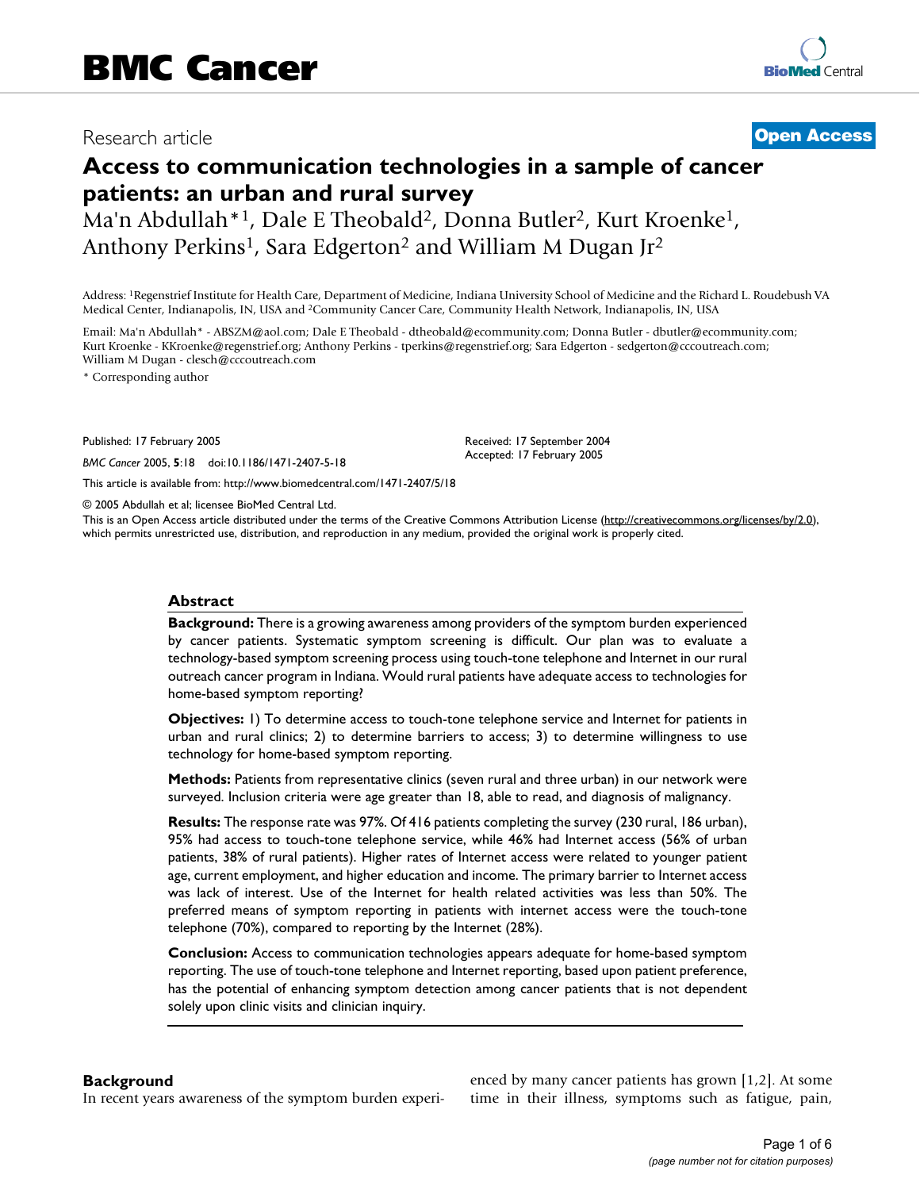# BMC Cancer

Research article

**Open Access**

# Access to communication technologies in a sample of cancer patients: an urban and rural survey

Ma'n Abdullah*[1], Dale E Theobald[2], Donna Butler[2], Kurt Kroenke[1], Anthony Perkins[1], Sara Edgerton[2] and William M Dugan Jr[2]

Address: [1]Regenstrief Institute for Health Care, Department of Medicine, Indiana University School of Medicine and the Richard L. Roudebush VA Medical Center, Indianapolis, IN, USA and [2]Community Cancer Care, Community Health Network, Indianapolis, IN, USA

Email: Ma'n Abdullah* - ABSZM@aol.com; Dale E Theobald - dtheobald@ecommunity.com; Donna Butler - dbutler@ecommunity.com; Kurt Kroenke - KKroenke@regenstrief.org; Anthony Perkins - tperkins@regenstrief.org; Sara Edgerton - sedgerton@cccoutreach.com; William M Dugan - clesch@cccoutreach.com

\* Corresponding author

Published: 17 February 2005

*BMC Cancer* 2005, **5**:18 doi:10.1186/1471-2407-5-18

Received: 17 September 2004
Accepted: 17 February 2005

This article is available from: http://www.biomedcentral.com/1471-2407/5/18

© 2005 Abdullah et al; licensee BioMed Central Ltd.

This is an Open Access article distributed under the terms of the Creative Commons Attribution License (http://creativecommons.org/licenses/by/2.0), which permits unrestricted use, distribution, and reproduction in any medium, provided the original work is properly cited.

## Abstract

**Background:** There is a growing awareness among providers of the symptom burden experienced by cancer patients. Systematic symptom screening is difficult. Our plan was to evaluate a technology-based symptom screening process using touch-tone telephone and Internet in our rural outreach cancer program in Indiana. Would rural patients have adequate access to technologies for home-based symptom reporting?

**Objectives:** 1) To determine access to touch-tone telephone service and Internet for patients in urban and rural clinics; 2) to determine barriers to access; 3) to determine willingness to use technology for home-based symptom reporting.

**Methods:** Patients from representative clinics (seven rural and three urban) in our network were surveyed. Inclusion criteria were age greater than 18, able to read, and diagnosis of malignancy.

**Results:** The response rate was 97%. Of 416 patients completing the survey (230 rural, 186 urban), 95% had access to touch-tone telephone service, while 46% had Internet access (56% of urban patients, 38% of rural patients). Higher rates of Internet access were related to younger patient age, current employment, and higher education and income. The primary barrier to Internet access was lack of interest. Use of the Internet for health related activities was less than 50%. The preferred means of symptom reporting in patients with internet access were the touch-tone telephone (70%), compared to reporting by the Internet (28%).

**Conclusion:** Access to communication technologies appears adequate for home-based symptom reporting. The use of touch-tone telephone and Internet reporting, based upon patient preference, has the potential of enhancing symptom detection among cancer patients that is not dependent solely upon clinic visits and clinician inquiry.

## Background

In recent years awareness of the symptom burden experienced by many cancer patients has grown [1,2]. At some time in their illness, symptoms such as fatigue, pain,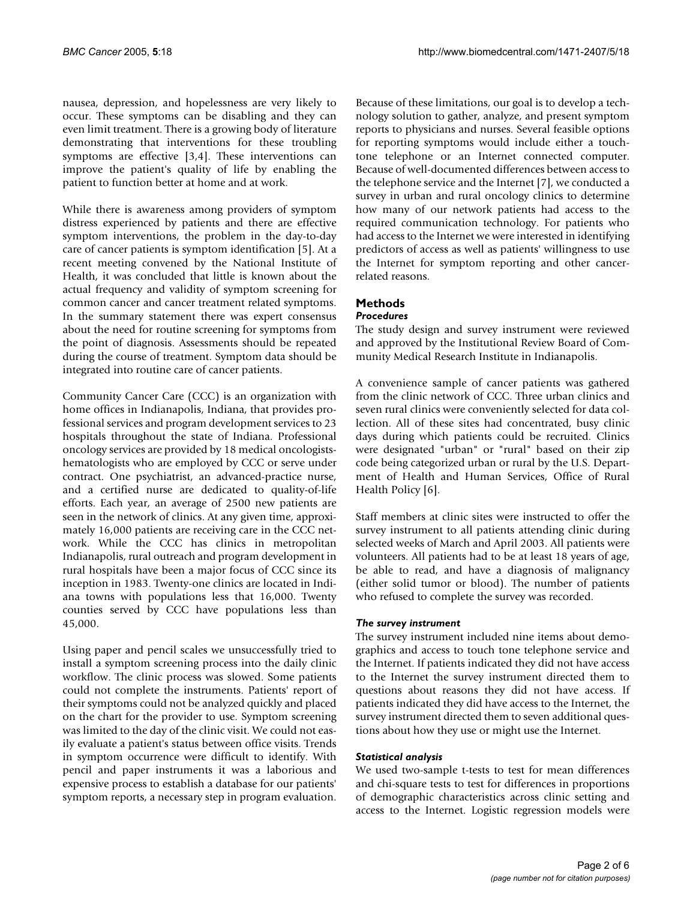nausea, depression, and hopelessness are very likely to occur. These symptoms can be disabling and they can even limit treatment. There is a growing body of literature demonstrating that interventions for these troubling symptoms are effective [3,4]. These interventions can improve the patient's quality of life by enabling the patient to function better at home and at work.

While there is awareness among providers of symptom distress experienced by patients and there are effective symptom interventions, the problem in the day-to-day care of cancer patients is symptom identification [5]. At a recent meeting convened by the National Institute of Health, it was concluded that little is known about the actual frequency and validity of symptom screening for common cancer and cancer treatment related symptoms. In the summary statement there was expert consensus about the need for routine screening for symptoms from the point of diagnosis. Assessments should be repeated during the course of treatment. Symptom data should be integrated into routine care of cancer patients.

Community Cancer Care (CCC) is an organization with home offices in Indianapolis, Indiana, that provides professional services and program development services to 23 hospitals throughout the state of Indiana. Professional oncology services are provided by 18 medical oncologists-hematologists who are employed by CCC or serve under contract. One psychiatrist, an advanced-practice nurse, and a certified nurse are dedicated to quality-of-life efforts. Each year, an average of 2500 new patients are seen in the network of clinics. At any given time, approximately 16,000 patients are receiving care in the CCC network. While the CCC has clinics in metropolitan Indianapolis, rural outreach and program development in rural hospitals have been a major focus of CCC since its inception in 1983. Twenty-one clinics are located in Indiana towns with populations less that 16,000. Twenty counties served by CCC have populations less than 45,000.

Using paper and pencil scales we unsuccessfully tried to install a symptom screening process into the daily clinic workflow. The clinic process was slowed. Some patients could not complete the instruments. Patients' report of their symptoms could not be analyzed quickly and placed on the chart for the provider to use. Symptom screening was limited to the day of the clinic visit. We could not easily evaluate a patient's status between office visits. Trends in symptom occurrence were difficult to identify. With pencil and paper instruments it was a laborious and expensive process to establish a database for our patients' symptom reports, a necessary step in program evaluation.

Because of these limitations, our goal is to develop a technology solution to gather, analyze, and present symptom reports to physicians and nurses. Several feasible options for reporting symptoms would include either a touch-tone telephone or an Internet connected computer. Because of well-documented differences between access to the telephone service and the Internet [7], we conducted a survey in urban and rural oncology clinics to determine how many of our network patients had access to the required communication technology. For patients who had access to the Internet we were interested in identifying predictors of access as well as patients' willingness to use the Internet for symptom reporting and other cancer-related reasons.

## Methods

### *Procedures*

The study design and survey instrument were reviewed and approved by the Institutional Review Board of Community Medical Research Institute in Indianapolis.

A convenience sample of cancer patients was gathered from the clinic network of CCC. Three urban clinics and seven rural clinics were conveniently selected for data collection. All of these sites had concentrated, busy clinic days during which patients could be recruited. Clinics were designated "urban" or "rural" based on their zip code being categorized urban or rural by the U.S. Department of Health and Human Services, Office of Rural Health Policy [6].

Staff members at clinic sites were instructed to offer the survey instrument to all patients attending clinic during selected weeks of March and April 2003. All patients were volunteers. All patients had to be at least 18 years of age, be able to read, and have a diagnosis of malignancy (either solid tumor or blood). The number of patients who refused to complete the survey was recorded.

### *The survey instrument*

The survey instrument included nine items about demographics and access to touch tone telephone service and the Internet. If patients indicated they did not have access to the Internet the survey instrument directed them to questions about reasons they did not have access. If patients indicated they did have access to the Internet, the survey instrument directed them to seven additional questions about how they use or might use the Internet.

### *Statistical analysis*

We used two-sample t-tests to test for mean differences and chi-square tests to test for differences in proportions of demographic characteristics across clinic setting and access to the Internet. Logistic regression models were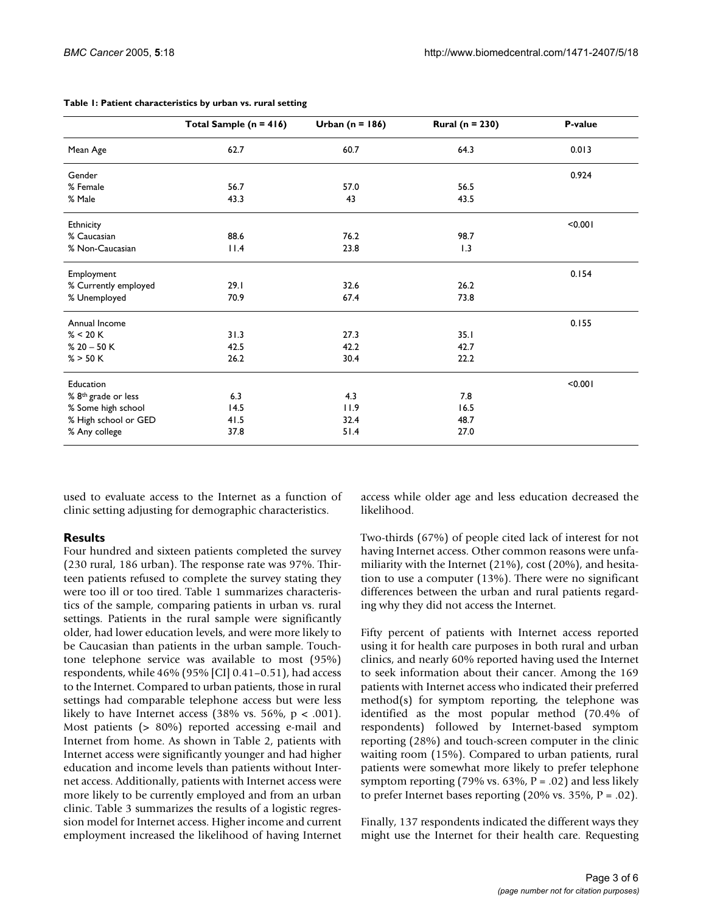**Table 1: Patient characteristics by urban vs. rural setting**

| | Total Sample (n = 416) | Urban (n = 186) | Rural (n = 230) | P-value |
|---|---|---|---|---|
| Mean Age | 62.7 | 60.7 | 64.3 | 0.013 |
| Gender | | | | 0.924 |
| % Female | 56.7 | 57.0 | 56.5 | |
| % Male | 43.3 | 43 | 43.5 | |
| Ethnicity | | | | <0.001 |
| % Caucasian | 88.6 | 76.2 | 98.7 | |
| % Non-Caucasian | 11.4 | 23.8 | 1.3 | |
| Employment | | | | 0.154 |
| % Currently employed | 29.1 | 32.6 | 26.2 | |
| % Unemployed | 70.9 | 67.4 | 73.8 | |
| Annual Income | | | | 0.155 |
| % < 20 K | 31.3 | 27.3 | 35.1 | |
| % 20 – 50 K | 42.5 | 42.2 | 42.7 | |
| % > 50 K | 26.2 | 30.4 | 22.2 | |
| Education | | | | <0.001 |
| % 8th grade or less | 6.3 | 4.3 | 7.8 | |
| % Some high school | 14.5 | 11.9 | 16.5 | |
| % High school or GED | 41.5 | 32.4 | 48.7 | |
| % Any college | 37.8 | 51.4 | 27.0 | |

used to evaluate access to the Internet as a function of clinic setting adjusting for demographic characteristics.

## Results

Four hundred and sixteen patients completed the survey (230 rural, 186 urban). The response rate was 97%. Thirteen patients refused to complete the survey stating they were too ill or too tired. Table 1 summarizes characteristics of the sample, comparing patients in urban vs. rural settings. Patients in the rural sample were significantly older, had lower education levels, and were more likely to be Caucasian than patients in the urban sample. Touchtone telephone service was available to most (95%) respondents, while 46% (95% [CI] 0.41–0.51), had access to the Internet. Compared to urban patients, those in rural settings had comparable telephone access but were less likely to have Internet access (38% vs. 56%, $p < .001$). Most patients (> 80%) reported accessing e-mail and Internet from home. As shown in Table 2, patients with Internet access were significantly younger and had higher education and income levels than patients without Internet access. Additionally, patients with Internet access were more likely to be currently employed and from an urban clinic. Table 3 summarizes the results of a logistic regression model for Internet access. Higher income and current employment increased the likelihood of having Internet access while older age and less education decreased the likelihood.

Two-thirds (67%) of people cited lack of interest for not having Internet access. Other common reasons were unfamiliarity with the Internet (21%), cost (20%), and hesitation to use a computer (13%). There were no significant differences between the urban and rural patients regarding why they did not access the Internet.

Fifty percent of patients with Internet access reported using it for health care purposes in both rural and urban clinics, and nearly 60% reported having used the Internet to seek information about their cancer. Among the 169 patients with Internet access who indicated their preferred method(s) for symptom reporting, the telephone was identified as the most popular method (70.4% of respondents) followed by Internet-based symptom reporting (28%) and touch-screen computer in the clinic waiting room (15%). Compared to urban patients, rural patients were somewhat more likely to prefer telephone symptom reporting (79% vs. 63%, $P = .02$) and less likely to prefer Internet bases reporting (20% vs. 35%, $P = .02$).

Finally, 137 respondents indicated the different ways they might use the Internet for their health care. Requesting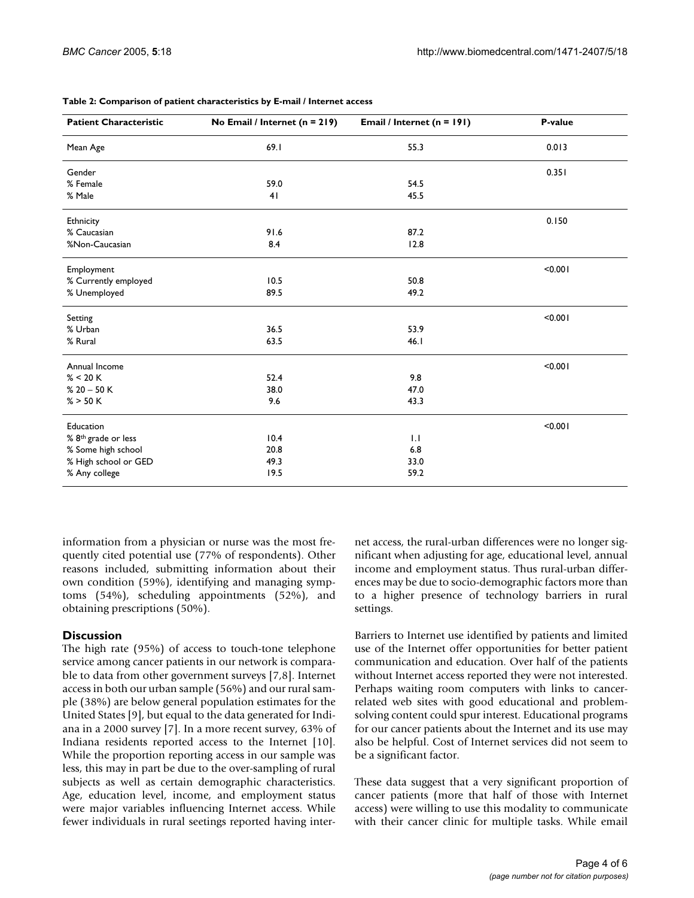**Table 2: Comparison of patient characteristics by E-mail / Internet access**

| Patient Characteristic | No Email / Internet (n = 219) | Email / Internet (n = 191) | P-value |
|---|---|---|---|
| Mean Age | 69.1 | 55.3 | 0.013 |
| Gender | | | 0.351 |
| % Female | 59.0 | 54.5 | |
| % Male | 41 | 45.5 | |
| Ethnicity | | | 0.150 |
| % Caucasian | 91.6 | 87.2 | |
| %Non-Caucasian | 8.4 | 12.8 | |
| Employment | | | <0.001 |
| % Currently employed | 10.5 | 50.8 | |
| % Unemployed | 89.5 | 49.2 | |
| Setting | | | <0.001 |
| % Urban | 36.5 | 53.9 | |
| % Rural | 63.5 | 46.1 | |
| Annual Income | | | <0.001 |
| % < 20 K | 52.4 | 9.8 | |
| % 20 – 50 K | 38.0 | 47.0 | |
| % > 50 K | 9.6 | 43.3 | |
| Education | | | <0.001 |
| % 8th grade or less | 10.4 | 1.1 | |
| % Some high school | 20.8 | 6.8 | |
| % High school or GED | 49.3 | 33.0 | |
| % Any college | 19.5 | 59.2 | |

information from a physician or nurse was the most frequently cited potential use (77% of respondents). Other reasons included, submitting information about their own condition (59%), identifying and managing symptoms (54%), scheduling appointments (52%), and obtaining prescriptions (50%).

## Discussion

The high rate (95%) of access to touch-tone telephone service among cancer patients in our network is comparable to data from other government surveys [7,8]. Internet access in both our urban sample (56%) and our rural sample (38%) are below general population estimates for the United States [9], but equal to the data generated for Indiana in a 2000 survey [7]. In a more recent survey, 63% of Indiana residents reported access to the Internet [10]. While the proportion reporting access in our sample was less, this may in part be due to the over-sampling of rural subjects as well as certain demographic characteristics. Age, education level, income, and employment status were major variables influencing Internet access. While fewer individuals in rural seetings reported having internet access, the rural-urban differences were no longer significant when adjusting for age, educational level, annual income and employment status. Thus rural-urban differences may be due to socio-demographic factors more than to a higher presence of technology barriers in rural settings.

Barriers to Internet use identified by patients and limited use of the Internet offer opportunities for better patient communication and education. Over half of the patients without Internet access reported they were not interested. Perhaps waiting room computers with links to cancer-related web sites with good educational and problem-solving content could spur interest. Educational programs for our cancer patients about the Internet and its use may also be helpful. Cost of Internet services did not seem to be a significant factor.

These data suggest that a very significant proportion of cancer patients (more that half of those with Internet access) were willing to use this modality to communicate with their cancer clinic for multiple tasks. While email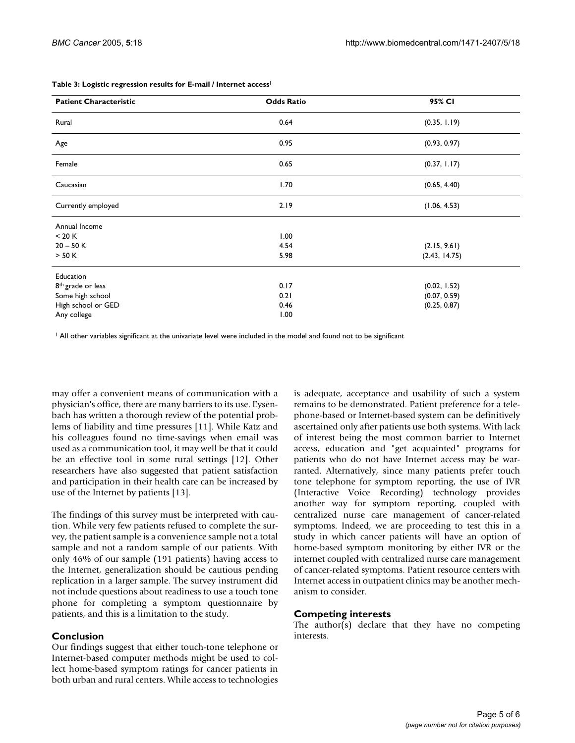**Table 3: Logistic regression results for E-mail / Internet access[1]**

| Patient Characteristic | Odds Ratio | 95% CI |
| --- | --- | --- |
| Rural | 0.64 | (0.35, 1.19) |
| Age | 0.95 | (0.93, 0.97) |
| Female | 0.65 | (0.37, 1.17) |
| Caucasian | 1.70 | (0.65, 4.40) |
| Currently employed | 2.19 | (1.06, 4.53) |
| Annual Income | | |
| < 20 K | 1.00 | |
| 20 – 50 K | 4.54 | (2.15, 9.61) |
| > 50 K | 5.98 | (2.43, 14.75) |
| Education | | |
| 8th grade or less | 0.17 | (0.02, 1.52) |
| Some high school | 0.21 | (0.07, 0.59) |
| High school or GED | 0.46 | (0.25, 0.87) |
| Any college | 1.00 | |

[1] All other variables significant at the univariate level were included in the model and found not to be significant

may offer a convenient means of communication with a physician's office, there are many barriers to its use. Eysenbach has written a thorough review of the potential problems of liability and time pressures [11]. While Katz and his colleagues found no time-savings when email was used as a communication tool, it may well be that it could be an effective tool in some rural settings [12]. Other researchers have also suggested that patient satisfaction and participation in their health care can be increased by use of the Internet by patients [13].

The findings of this survey must be interpreted with caution. While very few patients refused to complete the survey, the patient sample is a convenience sample not a total sample and not a random sample of our patients. With only 46% of our sample (191 patients) having access to the Internet, generalization should be cautious pending replication in a larger sample. The survey instrument did not include questions about readiness to use a touch tone phone for completing a symptom questionnaire by patients, and this is a limitation to the study.

## Conclusion

Our findings suggest that either touch-tone telephone or Internet-based computer methods might be used to collect home-based symptom ratings for cancer patients in both urban and rural centers. While access to technologies is adequate, acceptance and usability of such a system remains to be demonstrated. Patient preference for a telephone-based or Internet-based system can be definitively ascertained only after patients use both systems. With lack of interest being the most common barrier to Internet access, education and "get acquainted" programs for patients who do not have Internet access may be warranted. Alternatively, since many patients prefer touch tone telephone for symptom reporting, the use of IVR (Interactive Voice Recording) technology provides another way for symptom reporting, coupled with centralized nurse care management of cancer-related symptoms. Indeed, we are proceeding to test this in a study in which cancer patients will have an option of home-based symptom monitoring by either IVR or the internet coupled with centralized nurse care management of cancer-related symptoms. Patient resource centers with Internet access in outpatient clinics may be another mechanism to consider.

## Competing interests

The author(s) declare that they have no competing interests.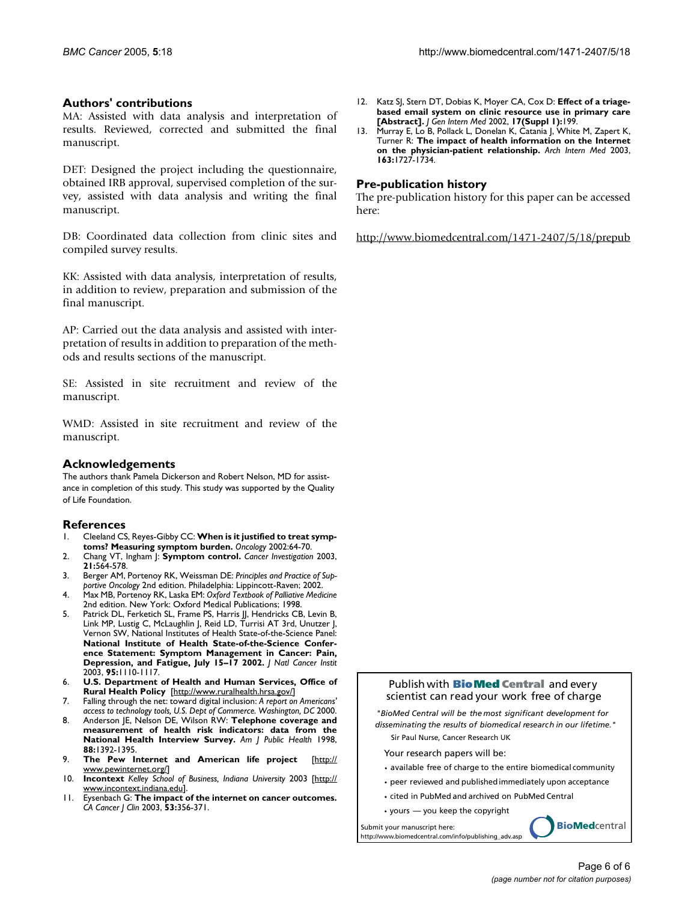## Authors' contributions

MA: Assisted with data analysis and interpretation of results. Reviewed, corrected and submitted the final manuscript.

DET: Designed the project including the questionnaire, obtained IRB approval, supervised completion of the survey, assisted with data analysis and writing the final manuscript.

DB: Coordinated data collection from clinic sites and compiled survey results.

KK: Assisted with data analysis, interpretation of results, in addition to review, preparation and submission of the final manuscript.

AP: Carried out the data analysis and assisted with interpretation of results in addition to preparation of the methods and results sections of the manuscript.

SE: Assisted in site recruitment and review of the manuscript.

WMD: Assisted in site recruitment and review of the manuscript.

## Acknowledgements

The authors thank Pamela Dickerson and Robert Nelson, MD for assistance in completion of this study. This study was supported by the Quality of Life Foundation.

## References

1. Cleeland CS, Reyes-Gibby CC: **When is it justified to treat symptoms? Measuring symptom burden.** *Oncology* 2002:64-70.
2. Chang VT, Ingham J: **Symptom control.** *Cancer Investigation* 2003, **21:**564-578.
3. Berger AM, Portenoy RK, Weissman DE: *Principles and Practice of Supportive Oncology* 2nd edition. Philadelphia: Lippincott-Raven; 2002.
4. Max MB, Portenoy RK, Laska EM: *Oxford Textbook of Palliative Medicine* 2nd edition. New York: Oxford Medical Publications; 1998.
5. Patrick DL, Ferketich SL, Frame PS, Harris JJ, Hendricks CB, Levin B, Link MP, Lustig C, McLaughlin J, Reid LD, Turrisi AT 3rd, Unutzer J, Vernon SW, National Institutes of Health State-of-the-Science Panel: **National Institute of Health State-of-the-Science Conference Statement: Symptom Management in Cancer: Pain, Depression, and Fatigue, July 15–17 2002.** *J Natl Cancer Instit* 2003, **95:**1110-1117.
6. **U.S. Department of Health and Human Services, Office of Rural Health Policy** [http://www.ruralhealth.hrsa.gov/]
7. Falling through the net: toward digital inclusion: *A report on Americans' access to technology tools, U.S. Dept of Commerce. Washington, DC* 2000.
8. Anderson JE, Nelson DE, Wilson RW: **Telephone coverage and measurement of health risk indicators: data from the National Health Interview Survey.** *Am J Public Health* 1998, **88:**1392-1395.
9. **The Pew Internet and American life project** [http://www.pewinternet.org/]
10. **Incontext** *Kelley School of Business, Indiana University* 2003 [http://www.incontext.indiana.edu].
11. Eysenbach G: **The impact of the internet on cancer outcomes.** *CA Cancer J Clin* 2003, **53:**356-371.
12. Katz SJ, Stern DT, Dobias K, Moyer CA, Cox D: **Effect of a triage-based email system on clinic resource use in primary care [Abstract].** *J Gen Intern Med* 2002, **17(Suppl 1):**199.
13. Murray E, Lo B, Pollack L, Donelan K, Catania J, White M, Zapert K, Turner R: **The impact of health information on the Internet on the physician-patient relationship.** *Arch Intern Med* 2003, **163:**1727-1734.

## Pre-publication history

The pre-publication history for this paper can be accessed here:

http://www.biomedcentral.com/1471-2407/5/18/prepub

Publish with **BioMed Central** and every scientist can read your work free of charge

*"BioMed Central will be the most significant development for disseminating the results of biomedical research in our lifetime."*
Sir Paul Nurse, Cancer Research UK

Your research papers will be:

- available free of charge to the entire biomedical community
- peer reviewed and published immediately upon acceptance
- cited in PubMed and archived on PubMed Central
- yours — you keep the copyright

Submit your manuscript here:
http://www.biomedcentral.com/info/publishing_adv.asp

BioMedcentral